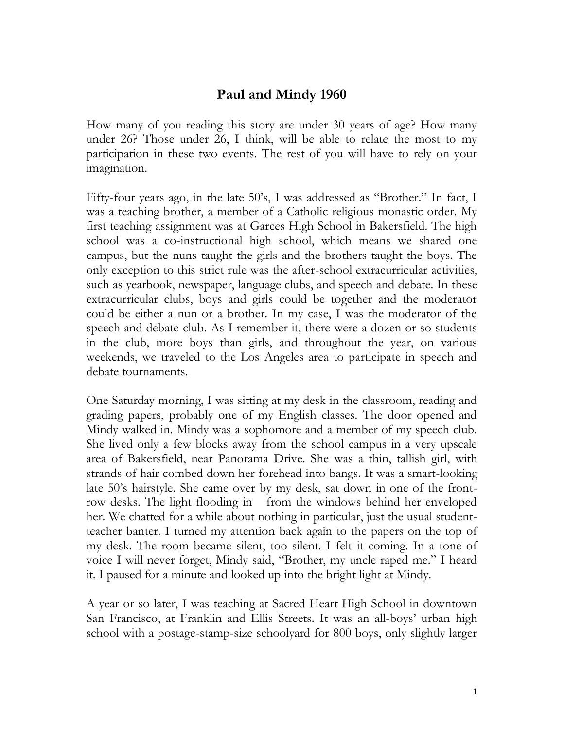# Paul and Mindy 1960

How many of you reading this story are under 30 years of age? How many under 26? Those under 26, I think, will be able to relate the most to my participation in these two events. The rest of you will have to rely on your imagination.

Fifty-four years ago, in the late 50's, I was addressed as "Brother." In fact, I was a teaching brother, a member of a Catholic religious monastic order. My first teaching assignment was at Garces High School in Bakersfield. The high school was a co-instructional high school, which means we shared one campus, but the nuns taught the girls and the brothers taught the boys. The only exception to this strict rule was the after-school extracurricular activities, such as yearbook, newspaper, language clubs, and speech and debate. In these extracurricular clubs, boys and girls could be together and the moderator could be either a nun or a brother. In my case, I was the moderator of the speech and debate club. As I remember it, there were a dozen or so students in the club, more boys than girls, and throughout the year, on various weekends, we traveled to the Los Angeles area to participate in speech and debate tournaments.

One Saturday morning, I was sitting at my desk in the classroom, reading and grading papers, probably one of my English classes. The door opened and Mindy walked in. Mindy was a sophomore and a member of my speech club. She lived only a few blocks away from the school campus in a very upscale area of Bakersfield, near Panorama Drive. She was a thin, tallish girl, with strands of hair combed down her forehead into bangs. It was a smart-looking late 50's hairstyle. She came over by my desk, sat down in one of the front-row desks. The light flooding in from the windows behind her enveloped her. We chatted for a while about nothing in particular, just the usual student-teacher banter. I turned my attention back again to the papers on the top of my desk. The room became silent, too silent. I felt it coming. In a tone of voice I will never forget, Mindy said, "Brother, my uncle raped me." I heard it. I paused for a minute and looked up into the bright light at Mindy.

A year or so later, I was teaching at Sacred Heart High School in downtown San Francisco, at Franklin and Ellis Streets. It was an all-boys' urban high school with a postage-stamp-size schoolyard for 800 boys, only slightly larger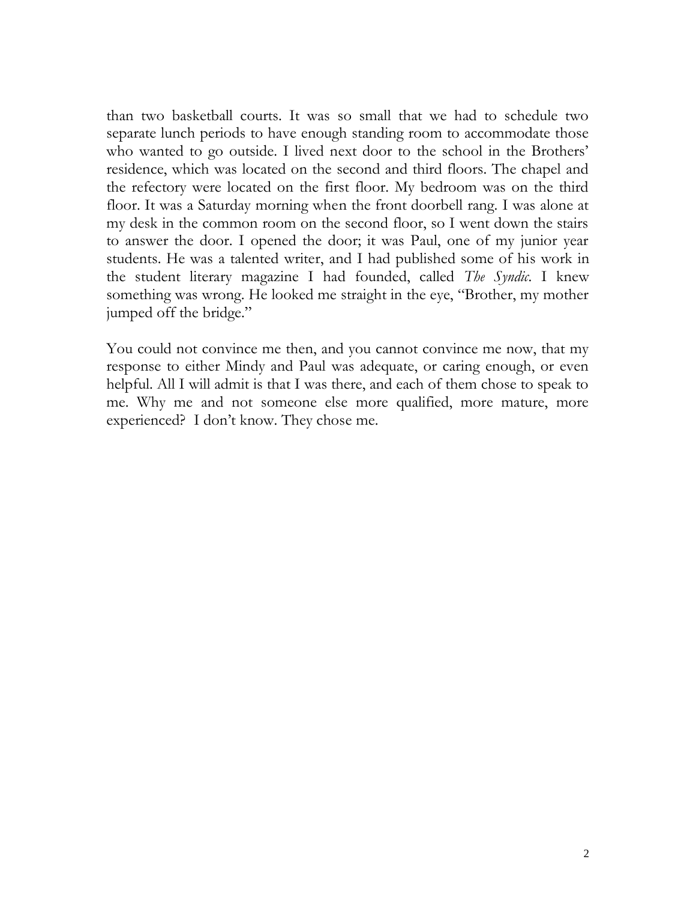than two basketball courts. It was so small that we had to schedule two separate lunch periods to have enough standing room to accommodate those who wanted to go outside. I lived next door to the school in the Brothers' residence, which was located on the second and third floors. The chapel and the refectory were located on the first floor. My bedroom was on the third floor. It was a Saturday morning when the front doorbell rang. I was alone at my desk in the common room on the second floor, so I went down the stairs to answer the door. I opened the door; it was Paul, one of my junior year students. He was a talented writer, and I had published some of his work in the student literary magazine I had founded, called *The Syndic*. I knew something was wrong. He looked me straight in the eye, "Brother, my mother jumped off the bridge."

You could not convince me then, and you cannot convince me now, that my response to either Mindy and Paul was adequate, or caring enough, or even helpful. All I will admit is that I was there, and each of them chose to speak to me. Why me and not someone else more qualified, more mature, more experienced? I don't know. They chose me.